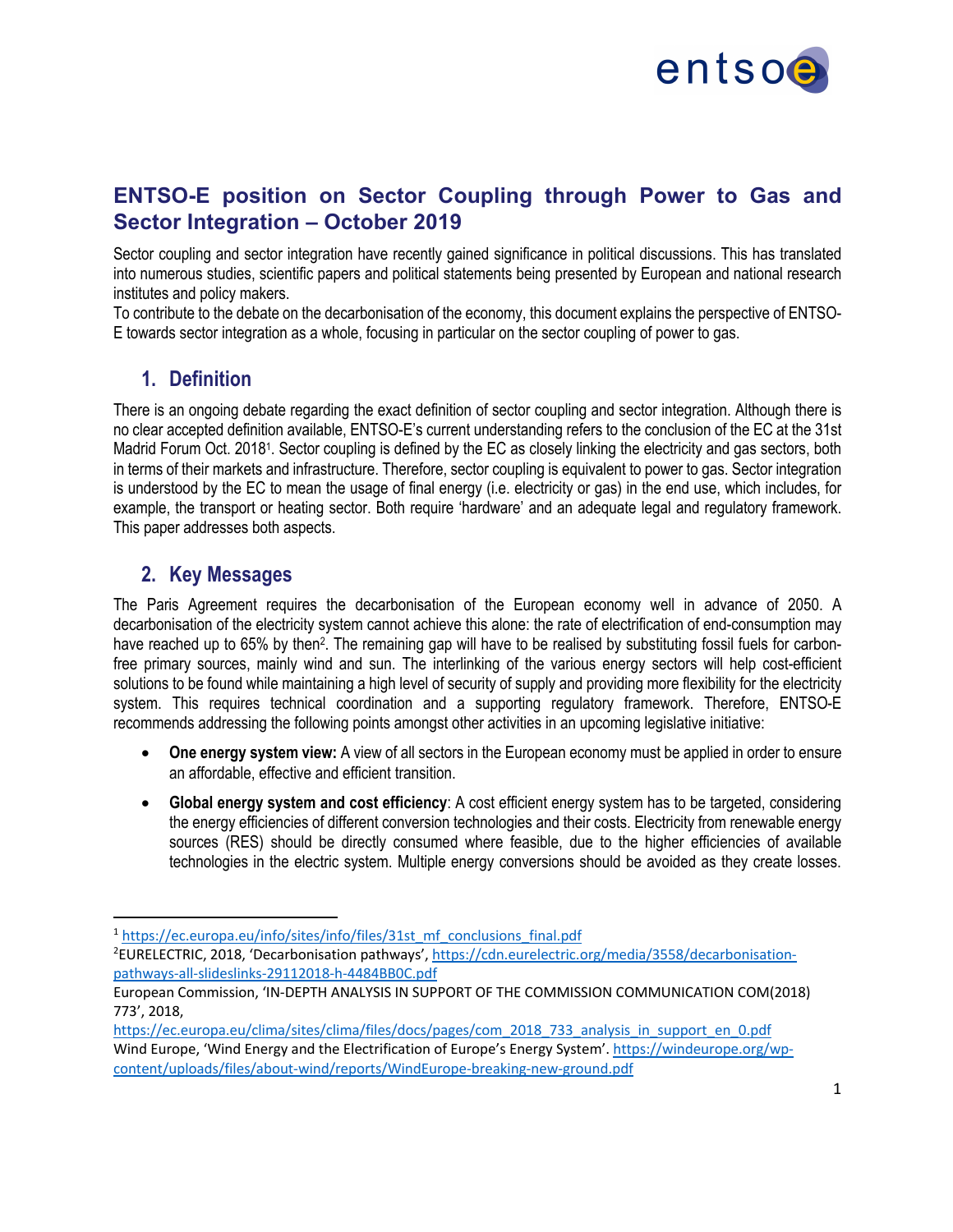# ENTSO-E position on Sector Coupling through Power to Gas and Sector Integration – October 2019

Sector coupling and sector integration have recently gained significance in political discussions. This has translated into numerous studies, scientific papers and political statements being presented by European and national research institutes and policy makers.

To contribute to the debate on the decarbonisation of the economy, this document explains the perspective of ENTSO-E towards sector integration as a whole, focusing in particular on the sector coupling of power to gas.

## 1. Definition

There is an ongoing debate regarding the exact definition of sector coupling and sector integration. Although there is no clear accepted definition available, ENTSO-E's current understanding refers to the conclusion of the EC at the 31st Madrid Forum Oct. 2018[1]. Sector coupling is defined by the EC as closely linking the electricity and gas sectors, both in terms of their markets and infrastructure. Therefore, sector coupling is equivalent to power to gas. Sector integration is understood by the EC to mean the usage of final energy (i.e. electricity or gas) in the end use, which includes, for example, the transport or heating sector. Both require 'hardware' and an adequate legal and regulatory framework. This paper addresses both aspects.

## 2. Key Messages

The Paris Agreement requires the decarbonisation of the European economy well in advance of 2050. A decarbonisation of the electricity system cannot achieve this alone: the rate of electrification of end-consumption may have reached up to 65% by then[2]. The remaining gap will have to be realised by substituting fossil fuels for carbon-free primary sources, mainly wind and sun. The interlinking of the various energy sectors will help cost-efficient solutions to be found while maintaining a high level of security of supply and providing more flexibility for the electricity system. This requires technical coordination and a supporting regulatory framework. Therefore, ENTSO-E recommends addressing the following points amongst other activities in an upcoming legislative initiative:

- **One energy system view:** A view of all sectors in the European economy must be applied in order to ensure an affordable, effective and efficient transition.
- **Global energy system and cost efficiency**: A cost efficient energy system has to be targeted, considering the energy efficiencies of different conversion technologies and their costs. Electricity from renewable energy sources (RES) should be directly consumed where feasible, due to the higher efficiencies of available technologies in the electric system. Multiple energy conversions should be avoided as they create losses.

---

[1] https://ec.europa.eu/info/sites/info/files/31st_mf_conclusions_final.pdf

[2] EURELECTRIC, 2018, 'Decarbonisation pathways', https://cdn.eurelectric.org/media/3558/decarbonisation-pathways-all-slideslinks-29112018-h-4484BB0C.pdf

European Commission, 'IN-DEPTH ANALYSIS IN SUPPORT OF THE COMMISSION COMMUNICATION COM(2018) 773', 2018, https://ec.europa.eu/clima/sites/clima/files/docs/pages/com_2018_733_analysis_in_support_en_0.pdf

Wind Europe, 'Wind Energy and the Electrification of Europe's Energy System'. https://windeurope.org/wp-content/uploads/files/about-wind/reports/WindEurope-breaking-new-ground.pdf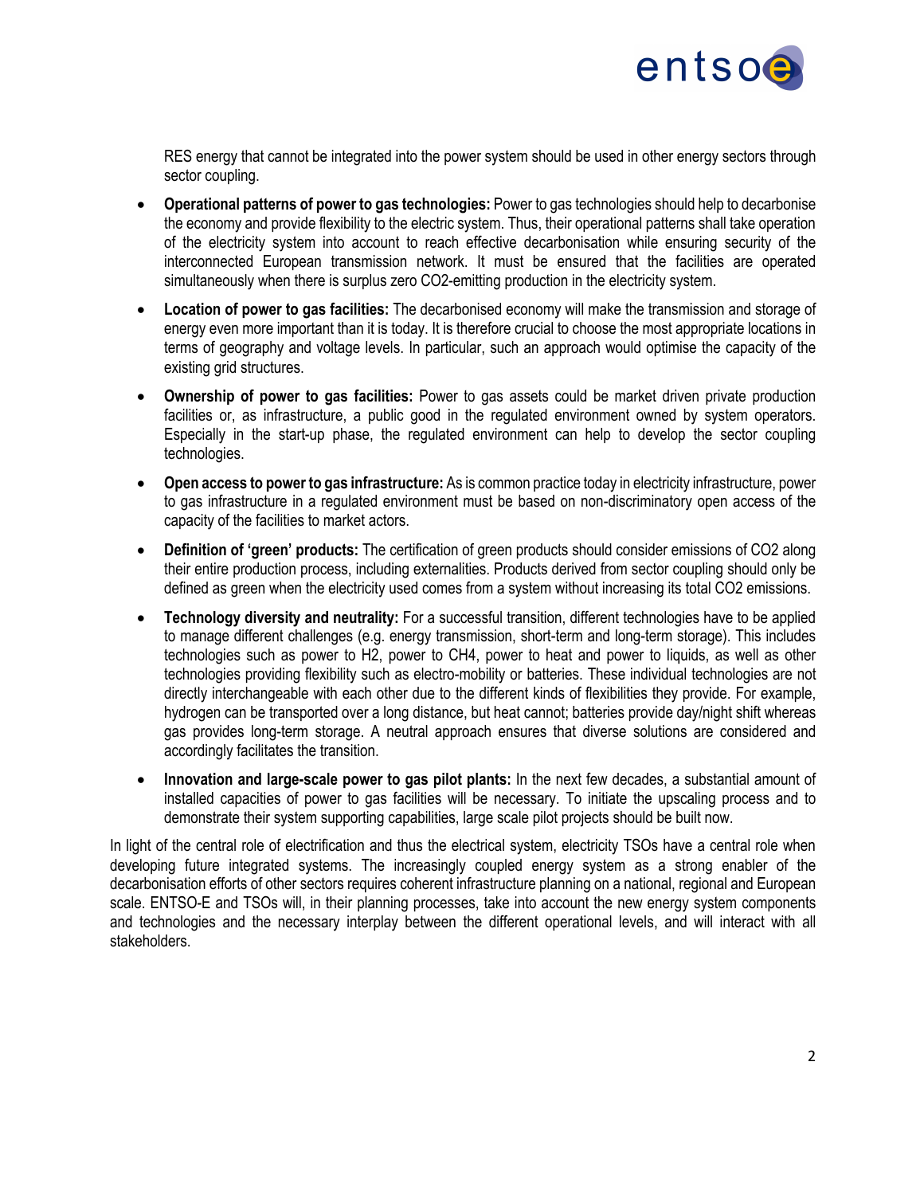RES energy that cannot be integrated into the power system should be used in other energy sectors through sector coupling.

- **Operational patterns of power to gas technologies:** Power to gas technologies should help to decarbonise the economy and provide flexibility to the electric system. Thus, their operational patterns shall take operation of the electricity system into account to reach effective decarbonisation while ensuring security of the interconnected European transmission network. It must be ensured that the facilities are operated simultaneously when there is surplus zero $CO_2$-emitting production in the electricity system.
- **Location of power to gas facilities:** The decarbonised economy will make the transmission and storage of energy even more important than it is today. It is therefore crucial to choose the most appropriate locations in terms of geography and voltage levels. In particular, such an approach would optimise the capacity of the existing grid structures.
- **Ownership of power to gas facilities:** Power to gas assets could be market driven private production facilities or, as infrastructure, a public good in the regulated environment owned by system operators. Especially in the start-up phase, the regulated environment can help to develop the sector coupling technologies.
- **Open access to power to gas infrastructure:** As is common practice today in electricity infrastructure, power to gas infrastructure in a regulated environment must be based on non-discriminatory open access of the capacity of the facilities to market actors.
- **Definition of 'green' products:** The certification of green products should consider emissions of $CO_2$ along their entire production process, including externalities. Products derived from sector coupling should only be defined as green when the electricity used comes from a system without increasing its total $CO_2$ emissions.
- **Technology diversity and neutrality:** For a successful transition, different technologies have to be applied to manage different challenges (e.g. energy transmission, short-term and long-term storage). This includes technologies such as power to $H_2$, power to $CH_4$, power to heat and power to liquids, as well as other technologies providing flexibility such as electro-mobility or batteries. These individual technologies are not directly interchangeable with each other due to the different kinds of flexibilities they provide. For example, hydrogen can be transported over a long distance, but heat cannot; batteries provide day/night shift whereas gas provides long-term storage. A neutral approach ensures that diverse solutions are considered and accordingly facilitates the transition.
- **Innovation and large-scale power to gas pilot plants:** In the next few decades, a substantial amount of installed capacities of power to gas facilities will be necessary. To initiate the upscaling process and to demonstrate their system supporting capabilities, large scale pilot projects should be built now.

In light of the central role of electrification and thus the electrical system, electricity TSOs have a central role when developing future integrated systems. The increasingly coupled energy system as a strong enabler of the decarbonisation efforts of other sectors requires coherent infrastructure planning on a national, regional and European scale. ENTSO-E and TSOs will, in their planning processes, take into account the new energy system components and technologies and the necessary interplay between the different operational levels, and will interact with all stakeholders.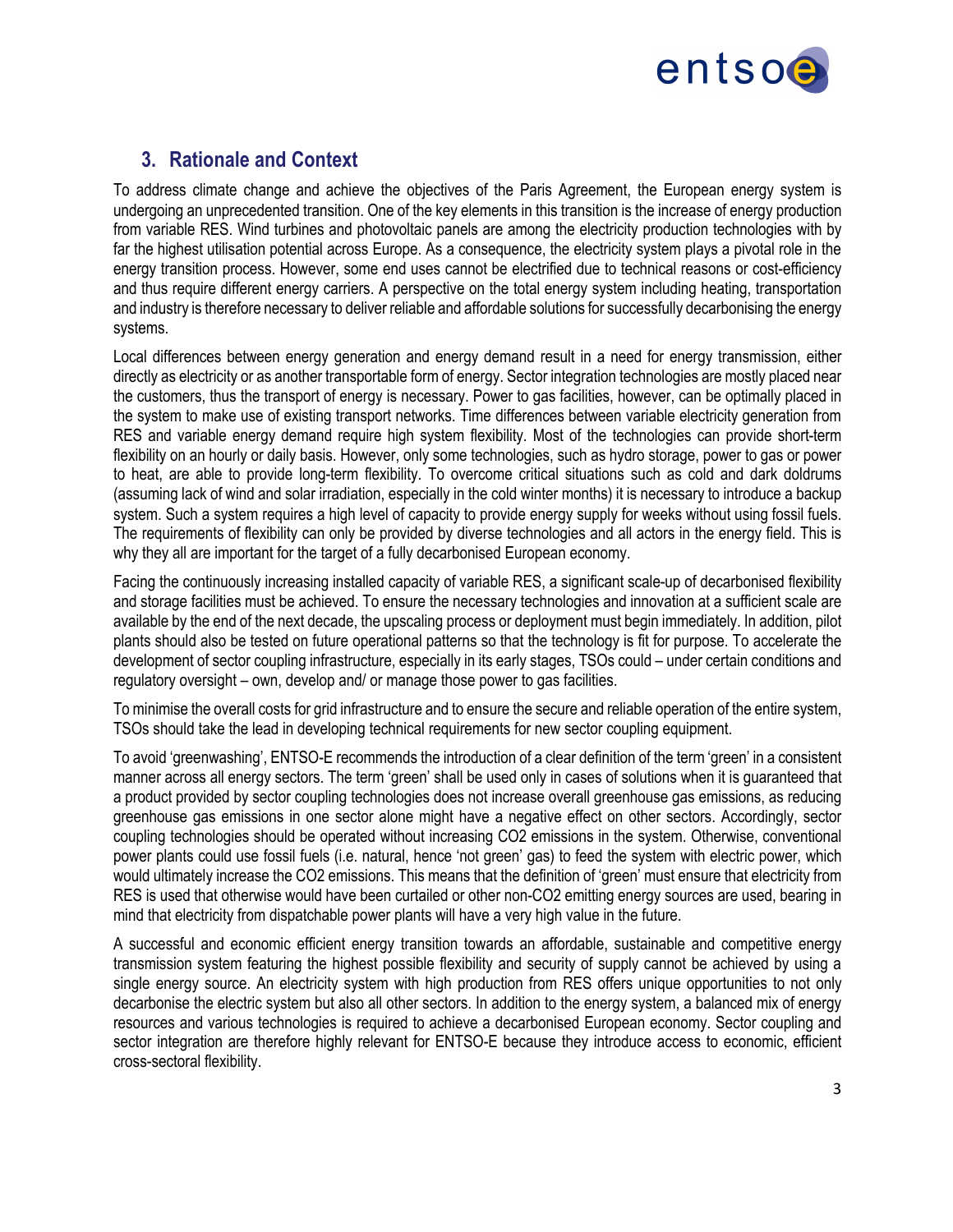## 3. Rationale and Context

To address climate change and achieve the objectives of the Paris Agreement, the European energy system is undergoing an unprecedented transition. One of the key elements in this transition is the increase of energy production from variable RES. Wind turbines and photovoltaic panels are among the electricity production technologies with by far the highest utilisation potential across Europe. As a consequence, the electricity system plays a pivotal role in the energy transition process. However, some end uses cannot be electrified due to technical reasons or cost-efficiency and thus require different energy carriers. A perspective on the total energy system including heating, transportation and industry is therefore necessary to deliver reliable and affordable solutions for successfully decarbonising the energy systems.

Local differences between energy generation and energy demand result in a need for energy transmission, either directly as electricity or as another transportable form of energy. Sector integration technologies are mostly placed near the customers, thus the transport of energy is necessary. Power to gas facilities, however, can be optimally placed in the system to make use of existing transport networks. Time differences between variable electricity generation from RES and variable energy demand require high system flexibility. Most of the technologies can provide short-term flexibility on an hourly or daily basis. However, only some technologies, such as hydro storage, power to gas or power to heat, are able to provide long-term flexibility. To overcome critical situations such as cold and dark doldrums (assuming lack of wind and solar irradiation, especially in the cold winter months) it is necessary to introduce a backup system. Such a system requires a high level of capacity to provide energy supply for weeks without using fossil fuels. The requirements of flexibility can only be provided by diverse technologies and all actors in the energy field. This is why they all are important for the target of a fully decarbonised European economy.

Facing the continuously increasing installed capacity of variable RES, a significant scale-up of decarbonised flexibility and storage facilities must be achieved. To ensure the necessary technologies and innovation at a sufficient scale are available by the end of the next decade, the upscaling process or deployment must begin immediately. In addition, pilot plants should also be tested on future operational patterns so that the technology is fit for purpose. To accelerate the development of sector coupling infrastructure, especially in its early stages, TSOs could – under certain conditions and regulatory oversight – own, develop and/ or manage those power to gas facilities.

To minimise the overall costs for grid infrastructure and to ensure the secure and reliable operation of the entire system, TSOs should take the lead in developing technical requirements for new sector coupling equipment.

To avoid 'greenwashing', ENTSO-E recommends the introduction of a clear definition of the term 'green' in a consistent manner across all energy sectors. The term 'green' shall be used only in cases of solutions when it is guaranteed that a product provided by sector coupling technologies does not increase overall greenhouse gas emissions, as reducing greenhouse gas emissions in one sector alone might have a negative effect on other sectors. Accordingly, sector coupling technologies should be operated without increasing $CO_2$ emissions in the system. Otherwise, conventional power plants could use fossil fuels (i.e. natural, hence 'not green' gas) to feed the system with electric power, which would ultimately increase the $CO_2$ emissions. This means that the definition of 'green' must ensure that electricity from RES is used that otherwise would have been curtailed or other non-$CO_2$ emitting energy sources are used, bearing in mind that electricity from dispatchable power plants will have a very high value in the future.

A successful and economic efficient energy transition towards an affordable, sustainable and competitive energy transmission system featuring the highest possible flexibility and security of supply cannot be achieved by using a single energy source. An electricity system with high production from RES offers unique opportunities to not only decarbonise the electric system but also all other sectors. In addition to the energy system, a balanced mix of energy resources and various technologies is required to achieve a decarbonised European economy. Sector coupling and sector integration are therefore highly relevant for ENTSO-E because they introduce access to economic, efficient cross-sectoral flexibility.